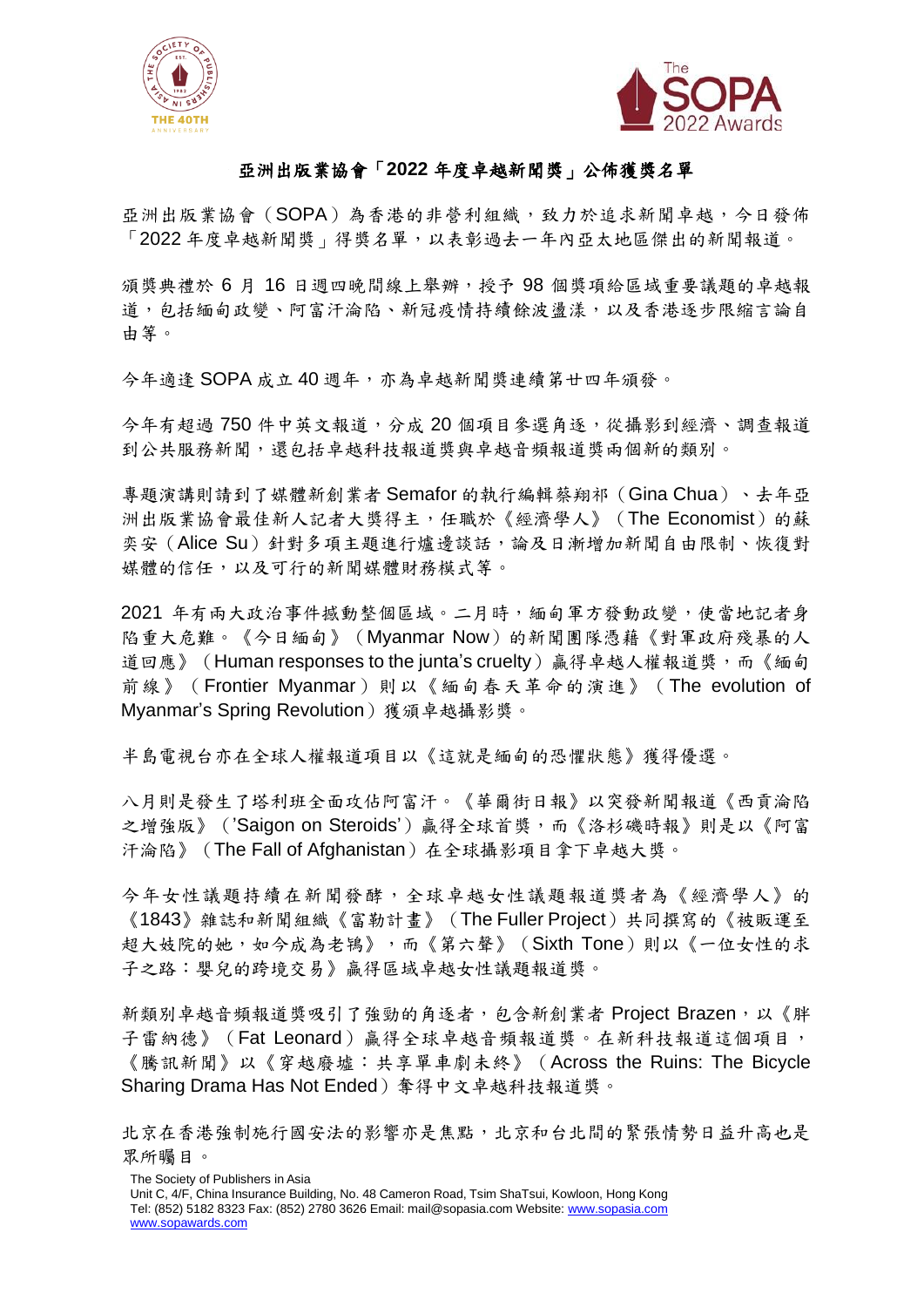# 亞洲出版業協會「2022 年度卓越新聞獎」公佈獲獎名單

亞洲出版業協會（SOPA）為香港的非營利組織，致力於追求新聞卓越，今日發佈「2022 年度卓越新聞獎」得獎名單，以表彰過去一年內亞太地區傑出的新聞報道。

頒獎典禮於 6 月 16 日週四晚間線上舉辦，授予 98 個獎項給區域重要議題的卓越報道，包括緬甸政變、阿富汗淪陷、新冠疫情持續餘波盪漾，以及香港逐步限縮言論自由等。

今年適逢 SOPA 成立 40 週年，亦為卓越新聞獎連續第廿四年頒發。

今年有超過 750 件中英文報道，分成 20 個項目參選角逐，從攝影到經濟、調查報道到公共服務新聞，還包括卓越科技報道獎與卓越音頻報道獎兩個新的類別。

專題演講則請到了媒體新創業者 Semafor 的執行編輯蔡翔祁（Gina Chua）、去年亞洲出版業協會最佳新人記者大獎得主，任職於《經濟學人》（The Economist）的蘇奕安（Alice Su）針對多項主題進行爐邊談話，論及日漸增加新聞自由限制、恢復對媒體的信任，以及可行的新聞媒體財務模式等。

2021 年有兩大政治事件撼動整個區域。二月時，緬甸軍方發動政變，使當地記者身陷重大危難。《今日緬甸》（Myanmar Now）的新聞團隊憑藉《對軍政府殘暴的人道回應》（Human responses to the junta's cruelty）贏得卓越人權報道獎，而《緬甸前線》（Frontier Myanmar）則以《緬甸春天革命的演進》（The evolution of Myanmar's Spring Revolution）獲頒卓越攝影獎。

半島電視台亦在全球人權報道項目以《這就是緬甸的恐懼狀態》獲得優選。

八月則是發生了塔利班全面攻佔阿富汗。《華爾街日報》以突發新聞報道《西貢淪陷之增強版》（'Saigon on Steroids'）贏得全球首獎，而《洛杉磯時報》則是以《阿富汗淪陷》（The Fall of Afghanistan）在全球攝影項目拿下卓越大獎。

今年女性議題持續在新聞發酵，全球卓越女性議題報道獎者為《經濟學人》的《1843》雜誌和新聞組織《富勒計畫》（The Fuller Project）共同撰寫的《被販運至超大妓院的她，如今成為老鴇》，而《第六聲》（Sixth Tone）則以《一位女性的求子之路：嬰兒的跨境交易》贏得區域卓越女性議題報道獎。

新類別卓越音頻報道獎吸引了強勁的角逐者，包含新創業者 Project Brazen，以《胖子雷納德》（Fat Leonard）贏得全球卓越音頻報道獎。在新科技報道這個項目，《騰訊新聞》以《穿越廢墟：共享單車劇未終》（Across the Ruins: The Bicycle Sharing Drama Has Not Ended）奪得中文卓越科技報道獎。

北京在香港強制施行國安法的影響亦是焦點，北京和台北間的緊張情勢日益升高也是眾所矚目。

The Society of Publishers in Asia
Unit C, 4/F, China Insurance Building, No. 48 Cameron Road, Tsim ShaTsui, Kowloon, Hong Kong
Tel: (852) 5182 8323 Fax: (852) 2780 3626 Email: mail@sopasia.com Website: www.sopasia.com
www.sopawards.com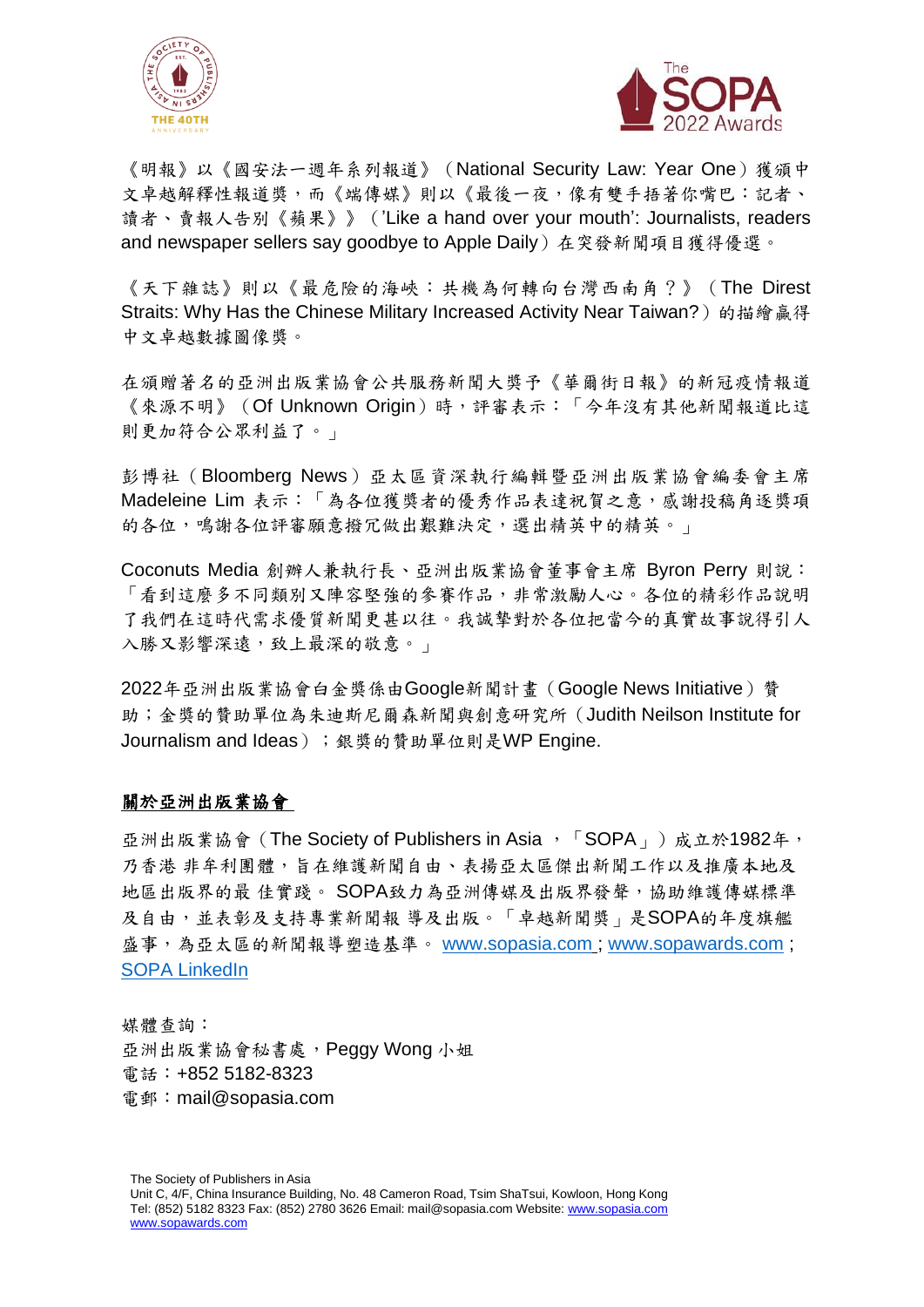《明報》以《國安法一週年系列報道》（National Security Law: Year One）獲頒中文卓越解釋性報道獎，而《端傳媒》則以《最後一夜，像有雙手捂著你嘴巴：記者、讀者、賣報人告別《蘋果》》（'Like a hand over your mouth': Journalists, readers and newspaper sellers say goodbye to Apple Daily）在突發新聞項目獲得優選。

《天下雜誌》則以《最危險的海峽：共機為何轉向台灣西南角？》（The Direst Straits: Why Has the Chinese Military Increased Activity Near Taiwan?）的描繪贏得中文卓越數據圖像獎。

在頒贈著名的亞洲出版業協會公共服務新聞大獎予《華爾街日報》的新冠疫情報道《來源不明》（Of Unknown Origin）時，評審表示：「今年沒有其他新聞報道比這則更加符合公眾利益了。」

彭博社（Bloomberg News）亞太區資深執行編輯暨亞洲出版業協會編委會主席 Madeleine Lim 表示：「為各位獲獎者的優秀作品表達祝賀之意，感謝投稿角逐獎項的各位，鳴謝各位評審願意撥冗做出艱難決定，選出精英中的精英。」

Coconuts Media 創辦人兼執行長、亞洲出版業協會董事會主席 Byron Perry 則說：「看到這麼多不同類別又陣容堅強的參賽作品，非常激勵人心。各位的精彩作品說明了我們在這時代需求優質新聞更甚以往。我誠摯對於各位把當今的真實故事說得引人入勝又影響深遠，致上最深的敬意。」

2022年亞洲出版業協會白金獎係由Google新聞計畫（Google News Initiative）贊助；金獎的贊助單位為朱迪斯尼爾森新聞與創意研究所（Judith Neilson Institute for Journalism and Ideas）；銀獎的贊助單位則是WP Engine.

**關於亞洲出版業協會**

亞洲出版業協會（The Society of Publishers in Asia ，「SOPA」）成立於1982年，乃香港 非牟利團體，旨在維護新聞自由、表揚亞太區傑出新聞工作以及推廣本地及地區出版界的最 佳實踐。 SOPA致力為亞洲傳媒及出版界發聲，協助維護傳媒標準及自由，並表彰及支持專業新聞報 導及出版。「卓越新聞獎」是SOPA的年度旗艦盛事，為亞太區的新聞報導塑造基準。 www.sopasia.com ; www.sopawards.com ; SOPA LinkedIn

媒體查詢：
亞洲出版業協會秘書處，Peggy Wong 小姐
電話：+852 5182-8323
電郵：mail@sopasia.com

The Society of Publishers in Asia
Unit C, 4/F, China Insurance Building, No. 48 Cameron Road, Tsim ShaTsui, Kowloon, Hong Kong
Tel: (852) 5182 8323 Fax: (852) 2780 3626 Email: mail@sopasia.com Website: www.sopasia.com
www.sopawards.com